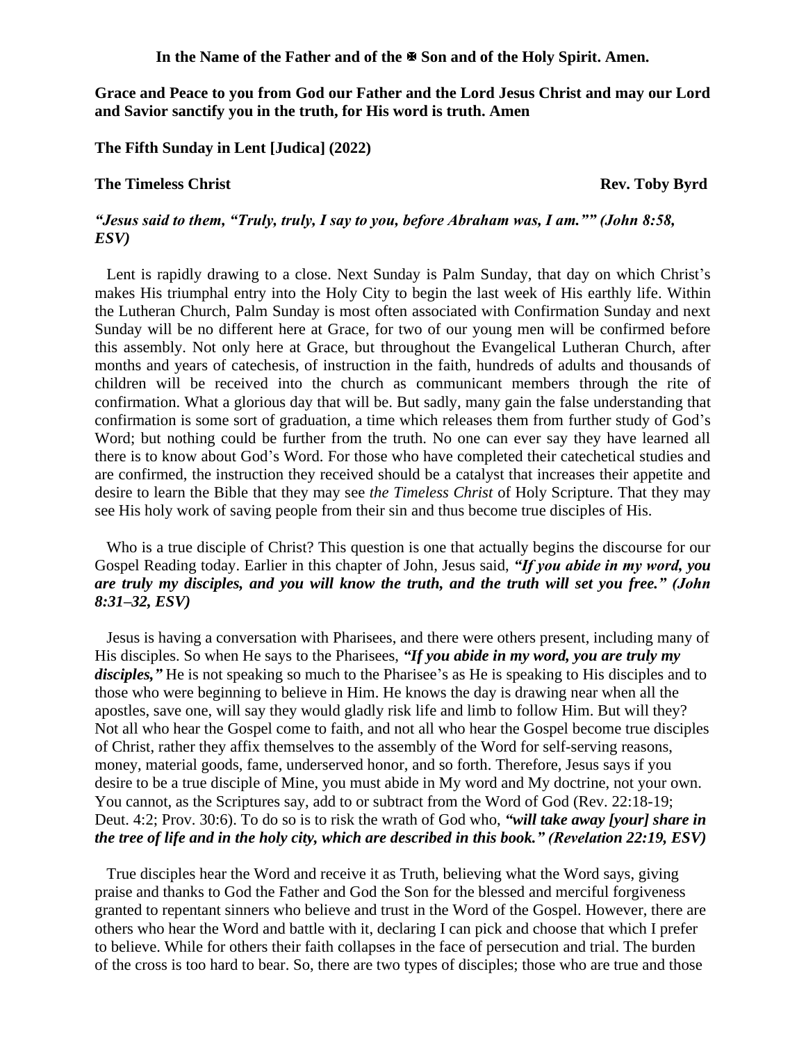**In the Name of the Father and of the ✠ Son and of the Holy Spirit. Amen.**

**Grace and Peace to you from God our Father and the Lord Jesus Christ and may our Lord and Savior sanctify you in the truth, for His word is truth. Amen**

**The Fifth Sunday in Lent [Judica] (2022)**

**The Timeless Christ** **Rev. Toby Byrd**

***"Jesus said to them, "Truly, truly, I say to you, before Abraham was, I am."" (John 8:58, ESV)***

Lent is rapidly drawing to a close. Next Sunday is Palm Sunday, that day on which Christ's makes His triumphal entry into the Holy City to begin the last week of His earthly life. Within the Lutheran Church, Palm Sunday is most often associated with Confirmation Sunday and next Sunday will be no different here at Grace, for two of our young men will be confirmed before this assembly. Not only here at Grace, but throughout the Evangelical Lutheran Church, after months and years of catechesis, of instruction in the faith, hundreds of adults and thousands of children will be received into the church as communicant members through the rite of confirmation. What a glorious day that will be. But sadly, many gain the false understanding that confirmation is some sort of graduation, a time which releases them from further study of God's Word; but nothing could be further from the truth. No one can ever say they have learned all there is to know about God's Word. For those who have completed their catechetical studies and are confirmed, the instruction they received should be a catalyst that increases their appetite and desire to learn the Bible that they may see *the Timeless Christ* of Holy Scripture. That they may see His holy work of saving people from their sin and thus become true disciples of His.

Who is a true disciple of Christ? This question is one that actually begins the discourse for our Gospel Reading today. Earlier in this chapter of John, Jesus said, ***"If you abide in my word, you are truly my disciples, and you will know the truth, and the truth will set you free." (John 8:31–32, ESV)***

Jesus is having a conversation with Pharisees, and there were others present, including many of His disciples. So when He says to the Pharisees, ***"If you abide in my word, you are truly my disciples,"*** He is not speaking so much to the Pharisee's as He is speaking to His disciples and to those who were beginning to believe in Him. He knows the day is drawing near when all the apostles, save one, will say they would gladly risk life and limb to follow Him. But will they? Not all who hear the Gospel come to faith, and not all who hear the Gospel become true disciples of Christ, rather they affix themselves to the assembly of the Word for self-serving reasons, money, material goods, fame, underserved honor, and so forth. Therefore, Jesus says if you desire to be a true disciple of Mine, you must abide in My word and My doctrine, not your own. You cannot, as the Scriptures say, add to or subtract from the Word of God (Rev. 22:18-19; Deut. 4:2; Prov. 30:6). To do so is to risk the wrath of God who, ***"will take away [your] share in the tree of life and in the holy city, which are described in this book." (Revelation 22:19, ESV)***

True disciples hear the Word and receive it as Truth, believing what the Word says, giving praise and thanks to God the Father and God the Son for the blessed and merciful forgiveness granted to repentant sinners who believe and trust in the Word of the Gospel. However, there are others who hear the Word and battle with it, declaring I can pick and choose that which I prefer to believe. While for others their faith collapses in the face of persecution and trial. The burden of the cross is too hard to bear. So, there are two types of disciples; those who are true and those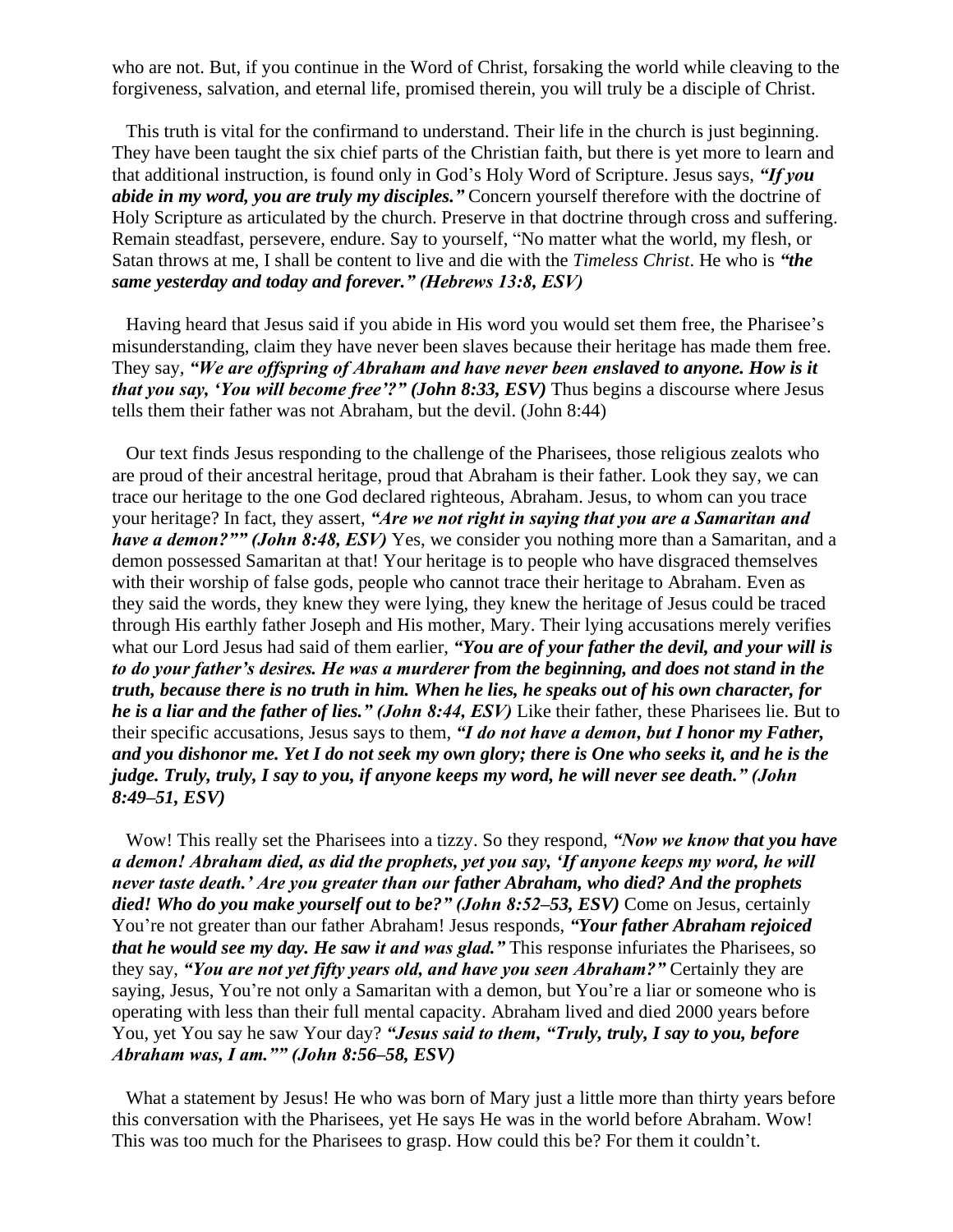who are not. But, if you continue in the Word of Christ, forsaking the world while cleaving to the forgiveness, salvation, and eternal life, promised therein, you will truly be a disciple of Christ.

This truth is vital for the confirmand to understand. Their life in the church is just beginning. They have been taught the six chief parts of the Christian faith, but there is yet more to learn and that additional instruction, is found only in God's Holy Word of Scripture. Jesus says, ***"If you abide in my word, you are truly my disciples."*** Concern yourself therefore with the doctrine of Holy Scripture as articulated by the church. Preserve in that doctrine through cross and suffering. Remain steadfast, persevere, endure. Say to yourself, "No matter what the world, my flesh, or Satan throws at me, I shall be content to live and die with the *Timeless Christ*. He who is ***"the same yesterday and today and forever." (Hebrews 13:8, ESV)***

Having heard that Jesus said if you abide in His word you would set them free, the Pharisee's misunderstanding, claim they have never been slaves because their heritage has made them free. They say, ***"We are offspring of Abraham and have never been enslaved to anyone. How is it that you say, 'You will become free'?" (John 8:33, ESV)*** Thus begins a discourse where Jesus tells them their father was not Abraham, but the devil. (John 8:44)

Our text finds Jesus responding to the challenge of the Pharisees, those religious zealots who are proud of their ancestral heritage, proud that Abraham is their father. Look they say, we can trace our heritage to the one God declared righteous, Abraham. Jesus, to whom can you trace your heritage? In fact, they assert, ***"Are we not right in saying that you are a Samaritan and have a demon?"" (John 8:48, ESV)*** Yes, we consider you nothing more than a Samaritan, and a demon possessed Samaritan at that! Your heritage is to people who have disgraced themselves with their worship of false gods, people who cannot trace their heritage to Abraham. Even as they said the words, they knew they were lying, they knew the heritage of Jesus could be traced through His earthly father Joseph and His mother, Mary. Their lying accusations merely verifies what our Lord Jesus had said of them earlier, ***"You are of your father the devil, and your will is to do your father's desires. He was a murderer from the beginning, and does not stand in the truth, because there is no truth in him. When he lies, he speaks out of his own character, for he is a liar and the father of lies." (John 8:44, ESV)*** Like their father, these Pharisees lie. But to their specific accusations, Jesus says to them, ***"I do not have a demon, but I honor my Father, and you dishonor me. Yet I do not seek my own glory; there is One who seeks it, and he is the judge. Truly, truly, I say to you, if anyone keeps my word, he will never see death." (John 8:49–51, ESV)***

Wow! This really set the Pharisees into a tizzy. So they respond, ***"Now we know that you have a demon! Abraham died, as did the prophets, yet you say, 'If anyone keeps my word, he will never taste death.' Are you greater than our father Abraham, who died? And the prophets died! Who do you make yourself out to be?" (John 8:52–53, ESV)*** Come on Jesus, certainly You're not greater than our father Abraham! Jesus responds, ***"Your father Abraham rejoiced that he would see my day. He saw it and was glad."*** This response infuriates the Pharisees, so they say, ***"You are not yet fifty years old, and have you seen Abraham?"*** Certainly they are saying, Jesus, You're not only a Samaritan with a demon, but You're a liar or someone who is operating with less than their full mental capacity. Abraham lived and died 2000 years before You, yet You say he saw Your day? ***"Jesus said to them, "Truly, truly, I say to you, before Abraham was, I am."" (John 8:56–58, ESV)***

What a statement by Jesus! He who was born of Mary just a little more than thirty years before this conversation with the Pharisees, yet He says He was in the world before Abraham. Wow! This was too much for the Pharisees to grasp. How could this be? For them it couldn't.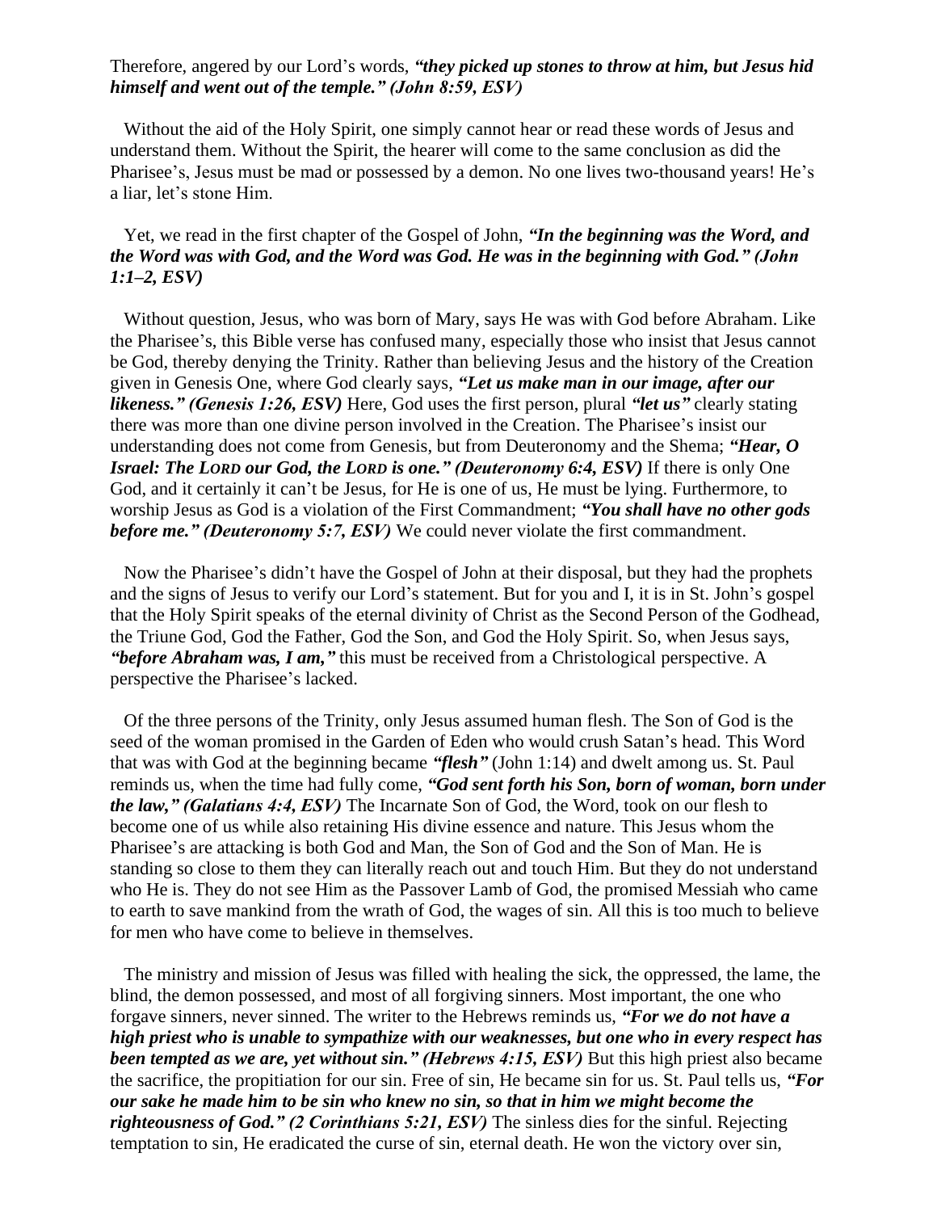Therefore, angered by our Lord's words, ***"they picked up stones to throw at him, but Jesus hid himself and went out of the temple." (John 8:59, ESV)***

Without the aid of the Holy Spirit, one simply cannot hear or read these words of Jesus and understand them. Without the Spirit, the hearer will come to the same conclusion as did the Pharisee's, Jesus must be mad or possessed by a demon. No one lives two-thousand years! He's a liar, let's stone Him.

Yet, we read in the first chapter of the Gospel of John, ***"In the beginning was the Word, and the Word was with God, and the Word was God. He was in the beginning with God." (John 1:1–2, ESV)***

Without question, Jesus, who was born of Mary, says He was with God before Abraham. Like the Pharisee's, this Bible verse has confused many, especially those who insist that Jesus cannot be God, thereby denying the Trinity. Rather than believing Jesus and the history of the Creation given in Genesis One, where God clearly says, ***"Let us make man in our image, after our likeness." (Genesis 1:26, ESV)*** Here, God uses the first person, plural ***"let us"*** clearly stating there was more than one divine person involved in the Creation. The Pharisee's insist our understanding does not come from Genesis, but from Deuteronomy and the Shema; ***"Hear, O Israel: The LORD our God, the LORD is one." (Deuteronomy 6:4, ESV)*** If there is only One God, and it certainly it can't be Jesus, for He is one of us, He must be lying. Furthermore, to worship Jesus as God is a violation of the First Commandment; ***"You shall have no other gods before me." (Deuteronomy 5:7, ESV)*** We could never violate the first commandment.

Now the Pharisee's didn't have the Gospel of John at their disposal, but they had the prophets and the signs of Jesus to verify our Lord's statement. But for you and I, it is in St. John's gospel that the Holy Spirit speaks of the eternal divinity of Christ as the Second Person of the Godhead, the Triune God, God the Father, God the Son, and God the Holy Spirit. So, when Jesus says, ***"before Abraham was, I am,"*** this must be received from a Christological perspective. A perspective the Pharisee's lacked.

Of the three persons of the Trinity, only Jesus assumed human flesh. The Son of God is the seed of the woman promised in the Garden of Eden who would crush Satan's head. This Word that was with God at the beginning became ***"flesh"*** (John 1:14) and dwelt among us. St. Paul reminds us, when the time had fully come, ***"God sent forth his Son, born of woman, born under the law," (Galatians 4:4, ESV)*** The Incarnate Son of God, the Word, took on our flesh to become one of us while also retaining His divine essence and nature. This Jesus whom the Pharisee's are attacking is both God and Man, the Son of God and the Son of Man. He is standing so close to them they can literally reach out and touch Him. But they do not understand who He is. They do not see Him as the Passover Lamb of God, the promised Messiah who came to earth to save mankind from the wrath of God, the wages of sin. All this is too much to believe for men who have come to believe in themselves.

The ministry and mission of Jesus was filled with healing the sick, the oppressed, the lame, the blind, the demon possessed, and most of all forgiving sinners. Most important, the one who forgave sinners, never sinned. The writer to the Hebrews reminds us, ***"For we do not have a high priest who is unable to sympathize with our weaknesses, but one who in every respect has been tempted as we are, yet without sin." (Hebrews 4:15, ESV)*** But this high priest also became the sacrifice, the propitiation for our sin. Free of sin, He became sin for us. St. Paul tells us, ***"For our sake he made him to be sin who knew no sin, so that in him we might become the righteousness of God." (2 Corinthians 5:21, ESV)*** The sinless dies for the sinful. Rejecting temptation to sin, He eradicated the curse of sin, eternal death. He won the victory over sin,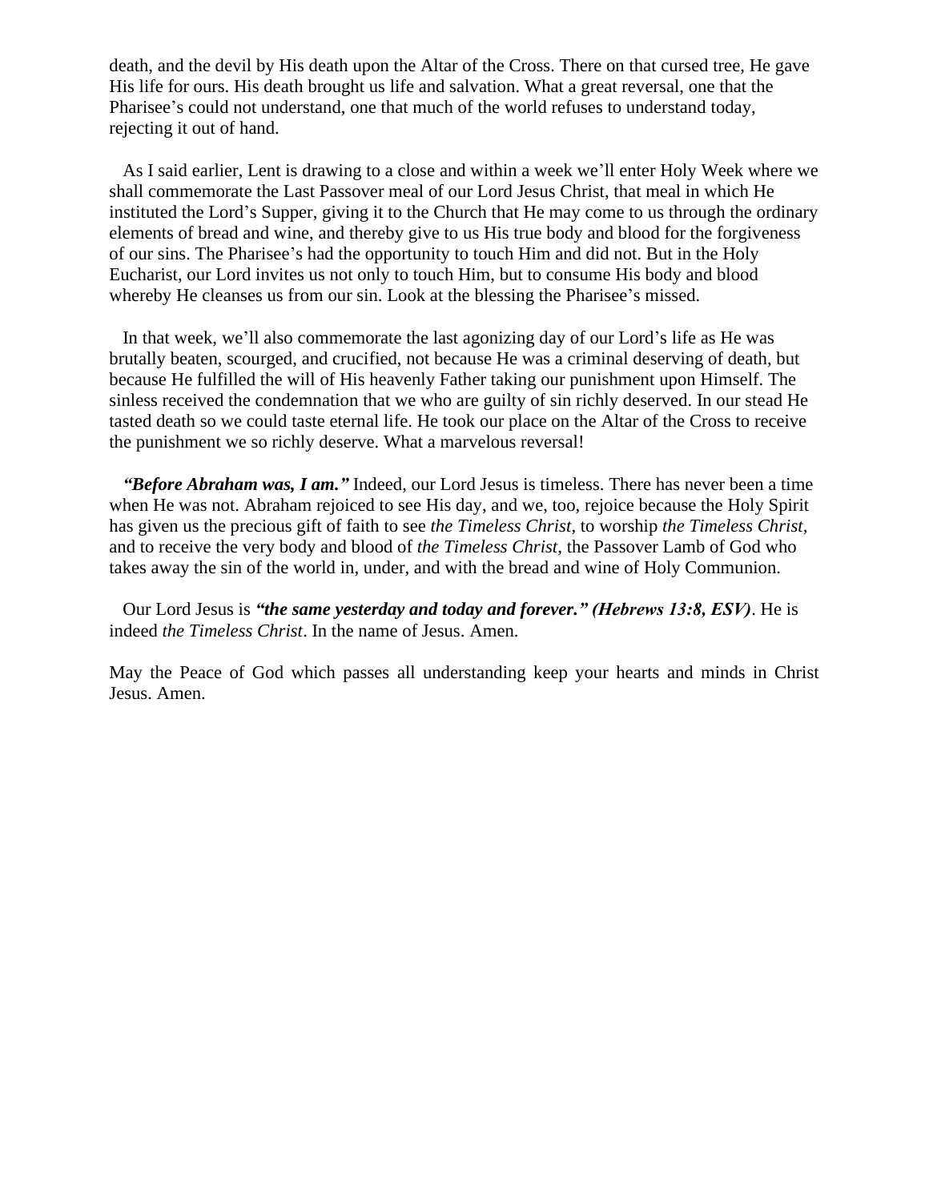death, and the devil by His death upon the Altar of the Cross. There on that cursed tree, He gave His life for ours. His death brought us life and salvation. What a great reversal, one that the Pharisee's could not understand, one that much of the world refuses to understand today, rejecting it out of hand.

As I said earlier, Lent is drawing to a close and within a week we'll enter Holy Week where we shall commemorate the Last Passover meal of our Lord Jesus Christ, that meal in which He instituted the Lord's Supper, giving it to the Church that He may come to us through the ordinary elements of bread and wine, and thereby give to us His true body and blood for the forgiveness of our sins. The Pharisee's had the opportunity to touch Him and did not. But in the Holy Eucharist, our Lord invites us not only to touch Him, but to consume His body and blood whereby He cleanses us from our sin. Look at the blessing the Pharisee's missed.

In that week, we'll also commemorate the last agonizing day of our Lord's life as He was brutally beaten, scourged, and crucified, not because He was a criminal deserving of death, but because He fulfilled the will of His heavenly Father taking our punishment upon Himself. The sinless received the condemnation that we who are guilty of sin richly deserved. In our stead He tasted death so we could taste eternal life. He took our place on the Altar of the Cross to receive the punishment we so richly deserve. What a marvelous reversal!

***"Before Abraham was, I am."*** Indeed, our Lord Jesus is timeless. There has never been a time when He was not. Abraham rejoiced to see His day, and we, too, rejoice because the Holy Spirit has given us the precious gift of faith to see *the Timeless Christ*, to worship *the Timeless Christ*, and to receive the very body and blood of *the Timeless Christ*, the Passover Lamb of God who takes away the sin of the world in, under, and with the bread and wine of Holy Communion.

Our Lord Jesus is ***"the same yesterday and today and forever." (Hebrews 13:8, ESV)***. He is indeed *the Timeless Christ*. In the name of Jesus. Amen.

May the Peace of God which passes all understanding keep your hearts and minds in Christ Jesus. Amen.